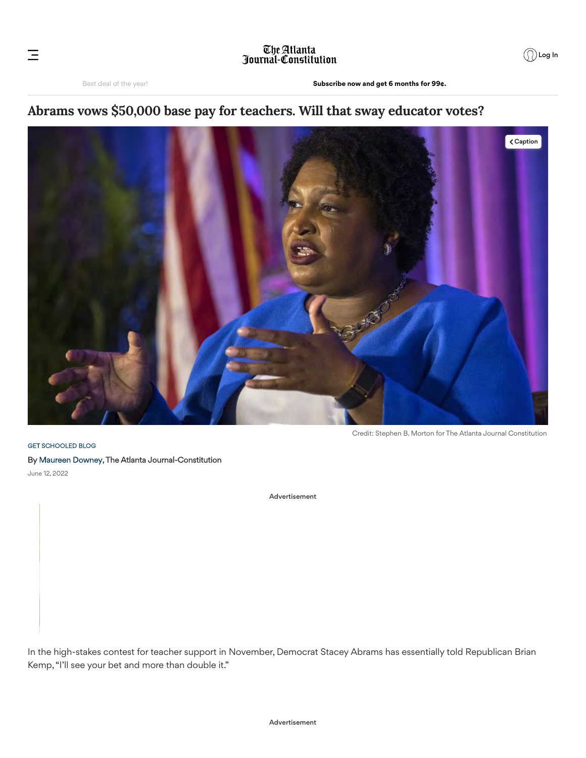# Abrams vows $50,000 base pay for teachers. Will that sway educator votes?

Credit: Stephen B. Morton for The Atlanta Journal Constitution

GET SCHOOLED BLOG

By Maureen Downey, The Atlanta Journal-Constitution

June 12, 2022

In the high-stakes contest for teacher support in November, Democrat Stacey Abrams has essentially told Republican Brian Kemp, "I'll see your bet and more than double it."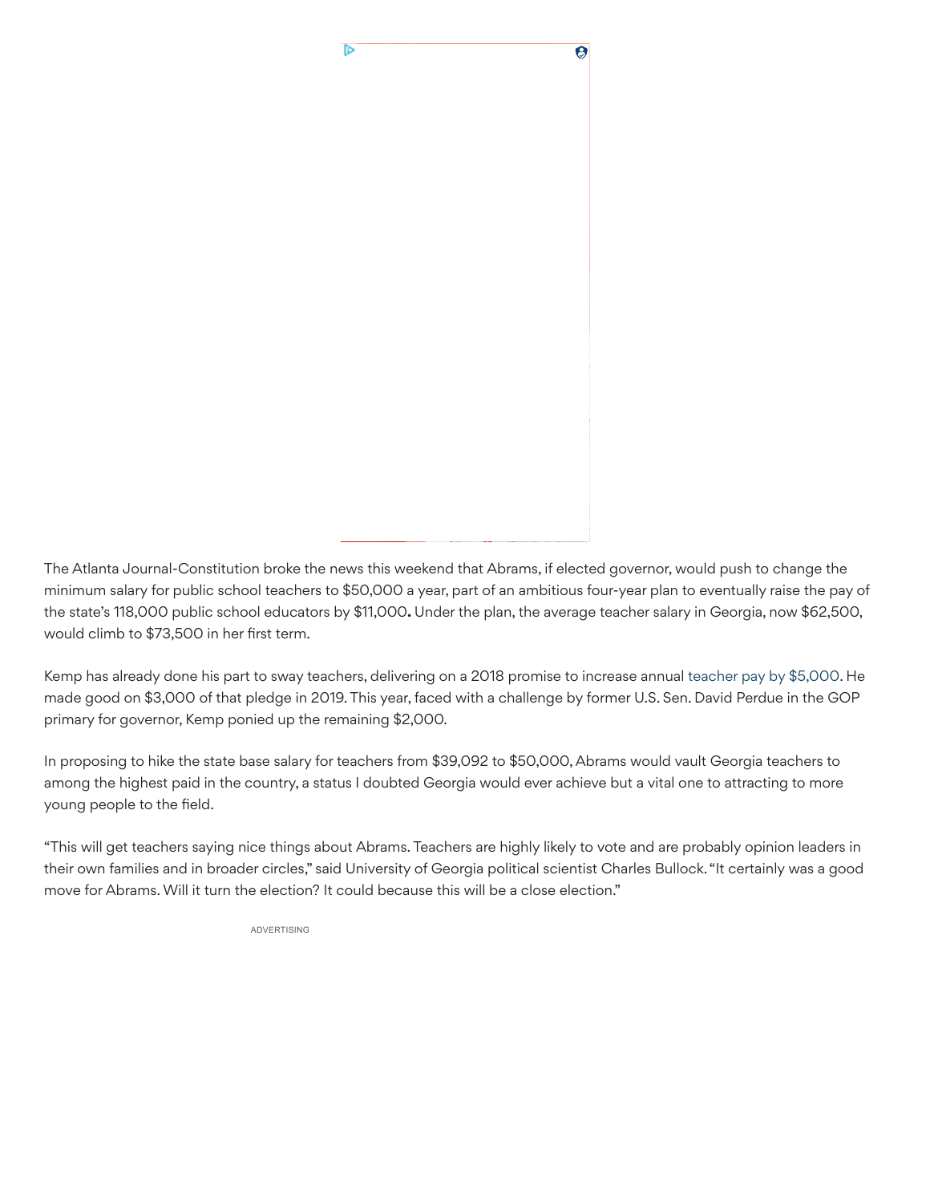The Atlanta Journal-Constitution broke the news this weekend that Abrams, if elected governor, would push to change the minimum salary for public school teachers to $50,000 a year, part of an ambitious four-year plan to eventually raise the pay of the state's 118,000 public school educators by $11,000**.** Under the plan, the average teacher salary in Georgia, now $62,500, would climb to $73,500 in her first term.

Kemp has already done his part to sway teachers, delivering on a 2018 promise to increase annual teacher pay by $5,000. He made good on $3,000 of that pledge in 2019. This year, faced with a challenge by former U.S. Sen. David Perdue in the GOP primary for governor, Kemp ponied up the remaining $2,000.

In proposing to hike the state base salary for teachers from $39,092 to $50,000, Abrams would vault Georgia teachers to among the highest paid in the country, a status I doubted Georgia would ever achieve but a vital one to attracting to more young people to the field.

"This will get teachers saying nice things about Abrams. Teachers are highly likely to vote and are probably opinion leaders in their own families and in broader circles," said University of Georgia political scientist Charles Bullock. "It certainly was a good move for Abrams. Will it turn the election? It could because this will be a close election."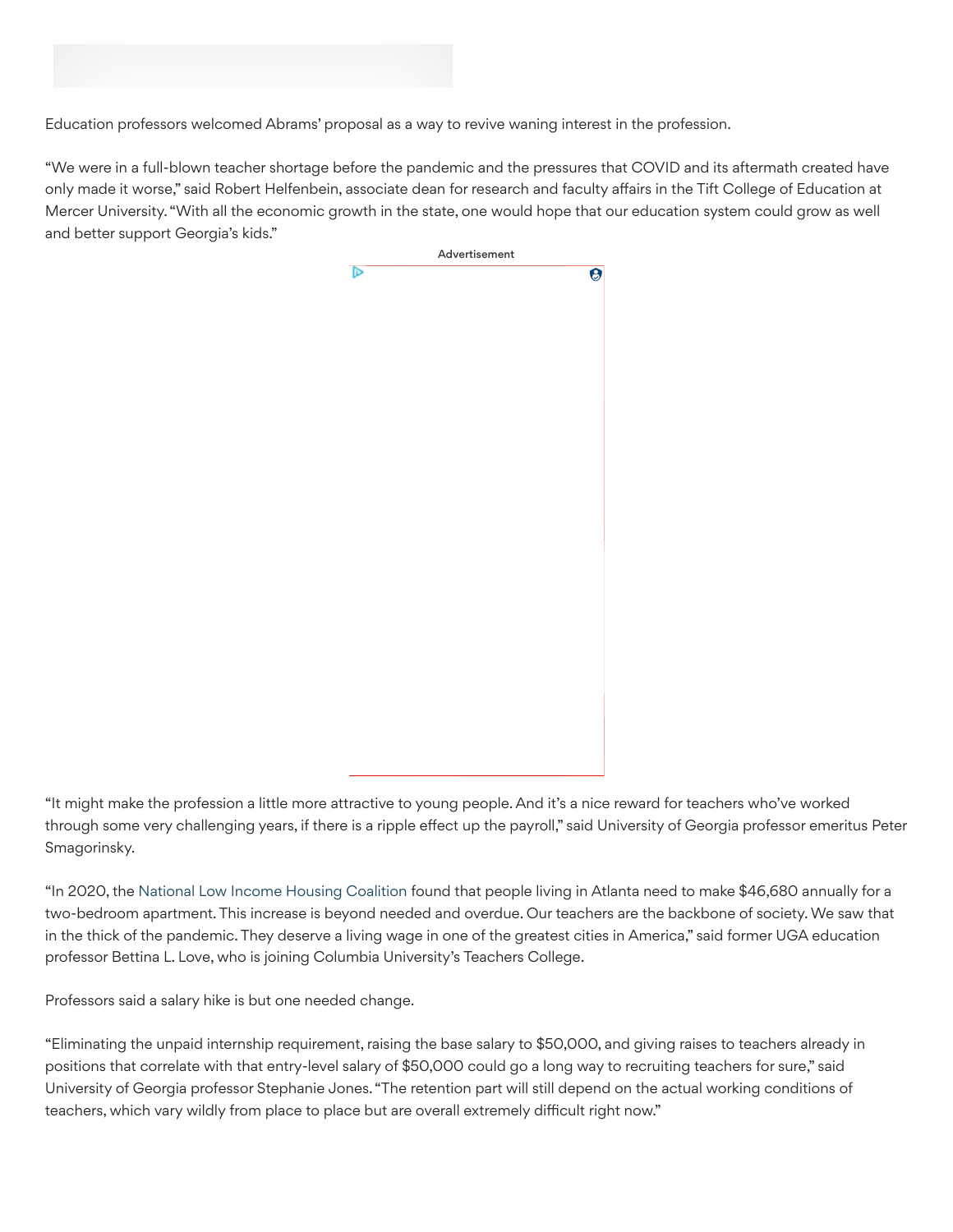Education professors welcomed Abrams' proposal as a way to revive waning interest in the profession.

"We were in a full-blown teacher shortage before the pandemic and the pressures that COVID and its aftermath created have only made it worse," said Robert Helfenbein, associate dean for research and faculty affairs in the Tift College of Education at Mercer University. "With all the economic growth in the state, one would hope that our education system could grow as well and better support Georgia's kids."

"It might make the profession a little more attractive to young people. And it's a nice reward for teachers who've worked through some very challenging years, if there is a ripple effect up the payroll," said University of Georgia professor emeritus Peter Smagorinsky.

"In 2020, the National Low Income Housing Coalition found that people living in Atlanta need to make $46,680 annually for a two-bedroom apartment. This increase is beyond needed and overdue. Our teachers are the backbone of society. We saw that in the thick of the pandemic. They deserve a living wage in one of the greatest cities in America," said former UGA education professor Bettina L. Love, who is joining Columbia University's Teachers College.

Professors said a salary hike is but one needed change.

"Eliminating the unpaid internship requirement, raising the base salary to $50,000, and giving raises to teachers already in positions that correlate with that entry-level salary of $50,000 could go a long way to recruiting teachers for sure," said University of Georgia professor Stephanie Jones. "The retention part will still depend on the actual working conditions of teachers, which vary wildly from place to place but are overall extremely difficult right now."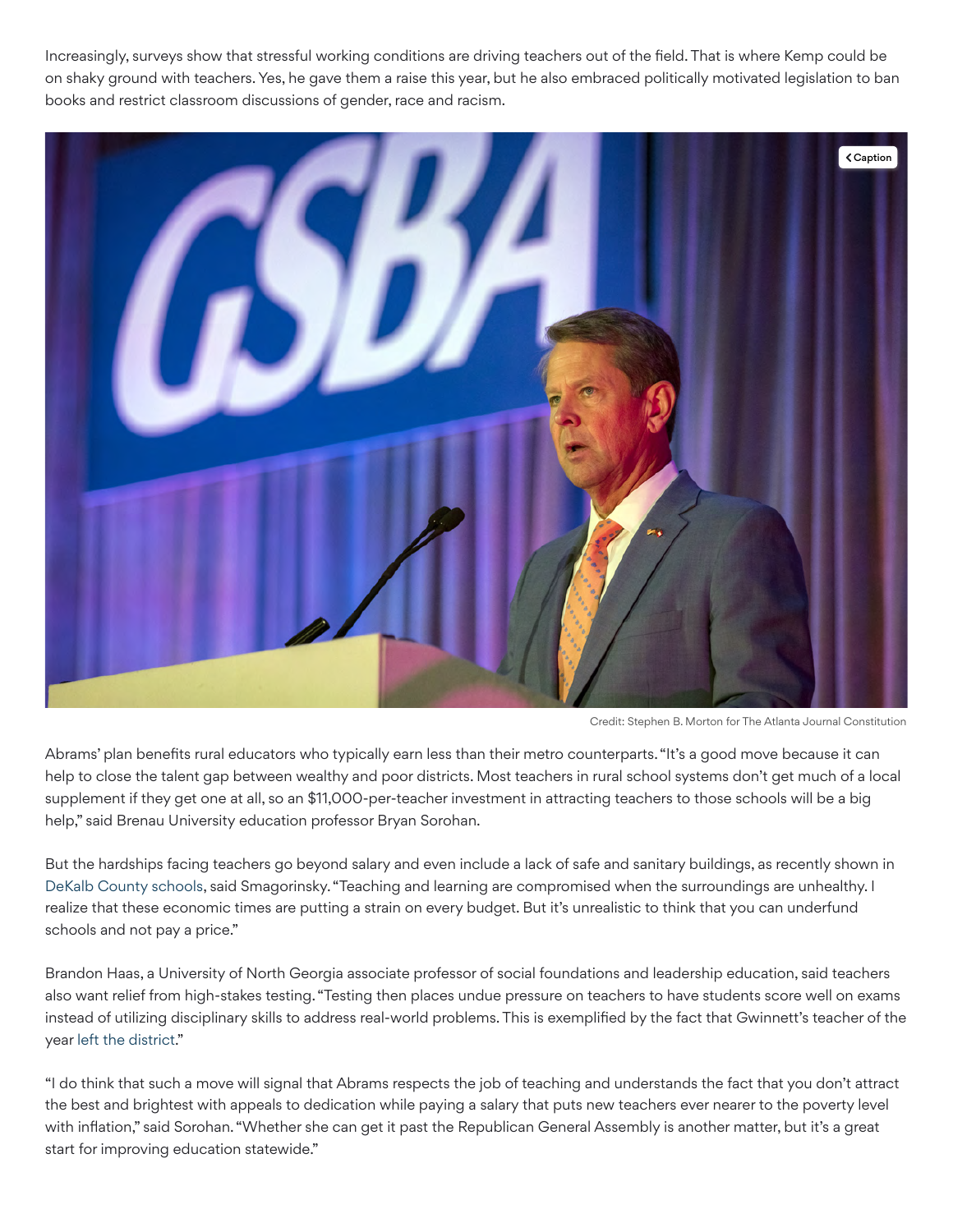Increasingly, surveys show that stressful working conditions are driving teachers out of the field. That is where Kemp could be on shaky ground with teachers. Yes, he gave them a raise this year, but he also embraced politically motivated legislation to ban books and restrict classroom discussions of gender, race and racism.

Credit: Stephen B. Morton for The Atlanta Journal Constitution

Abrams' plan benefits rural educators who typically earn less than their metro counterparts. "It's a good move because it can help to close the talent gap between wealthy and poor districts. Most teachers in rural school systems don't get much of a local supplement if they get one at all, so an $11,000-per-teacher investment in attracting teachers to those schools will be a big help," said Brenau University education professor Bryan Sorohan.

But the hardships facing teachers go beyond salary and even include a lack of safe and sanitary buildings, as recently shown in DeKalb County schools, said Smagorinsky. "Teaching and learning are compromised when the surroundings are unhealthy. I realize that these economic times are putting a strain on every budget. But it's unrealistic to think that you can underfund schools and not pay a price."

Brandon Haas, a University of North Georgia associate professor of social foundations and leadership education, said teachers also want relief from high-stakes testing. "Testing then places undue pressure on teachers to have students score well on exams instead of utilizing disciplinary skills to address real-world problems. This is exemplified by the fact that Gwinnett's teacher of the year left the district."

"I do think that such a move will signal that Abrams respects the job of teaching and understands the fact that you don't attract the best and brightest with appeals to dedication while paying a salary that puts new teachers ever nearer to the poverty level with inflation," said Sorohan. "Whether she can get it past the Republican General Assembly is another matter, but it's a great start for improving education statewide."